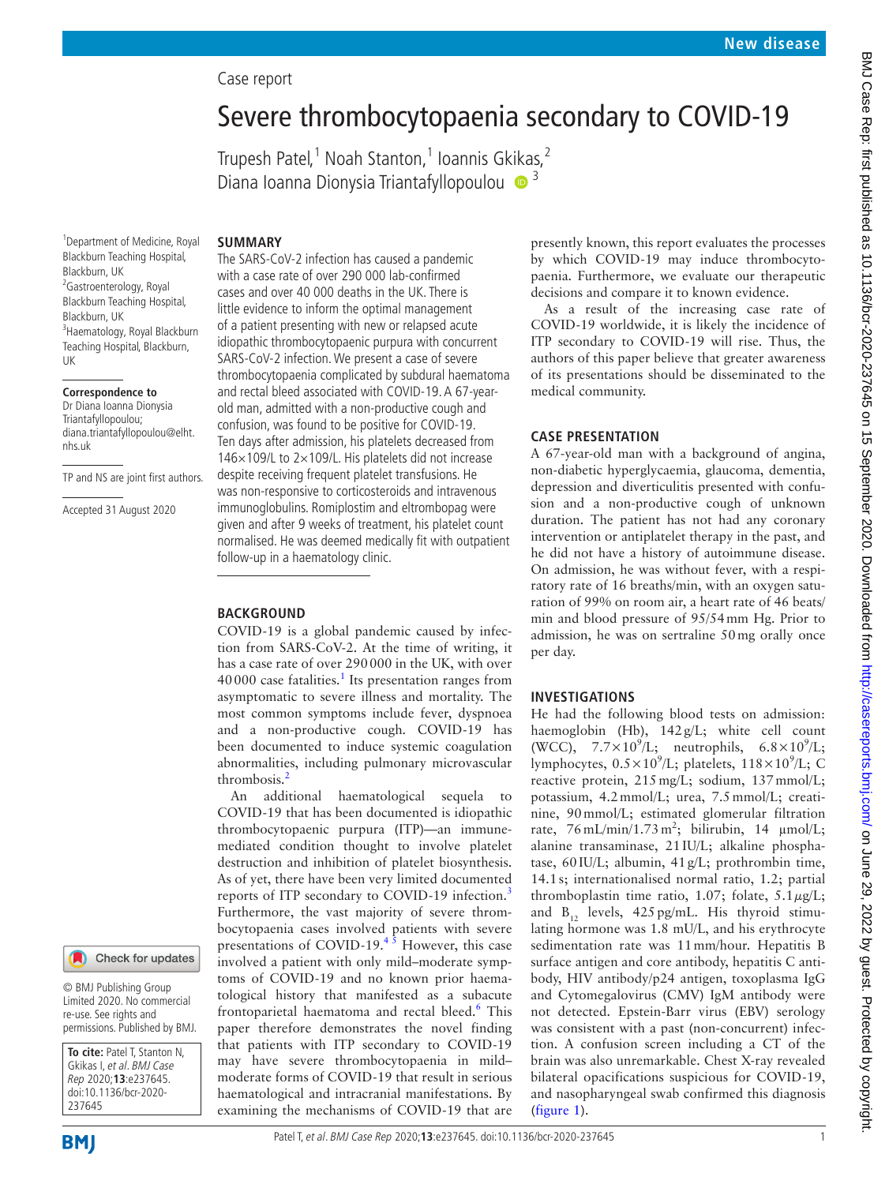Case report

# Severe thrombocytopaenia secondary to COVID-19

Trupesh Patel,[1] Noah Stanton,[1] Ioannis Gkikas,[2] Diana Ioanna Dionysia Triantafyllopoulou [3]

[1]Department of Medicine, Royal Blackburn Teaching Hospital, Blackburn, UK
[2]Gastroenterology, Royal Blackburn Teaching Hospital, Blackburn, UK
[3]Haematology, Royal Blackburn Teaching Hospital, Blackburn, UK

**Correspondence to**
Dr Diana Ioanna Dionysia Triantafyllopoulou; diana.triantafyllopoulou@elht.nhs.uk

TP and NS are joint first authors.

Accepted 31 August 2020

© BMJ Publishing Group Limited 2020. No commercial re-use. See rights and permissions. Published by BMJ.

**To cite:** Patel T, Stanton N, Gkikas I, *et al*. *BMJ Case Rep* 2020;**13**:e237645. doi:10.1136/bcr-2020-237645

## SUMMARY

The SARS-CoV-2 infection has caused a pandemic with a case rate of over 290 000 lab-confirmed cases and over 40 000 deaths in the UK. There is little evidence to inform the optimal management of a patient presenting with new or relapsed acute idiopathic thrombocytopaenic purpura with concurrent SARS-CoV-2 infection. We present a case of severe thrombocytopaenia complicated by subdural haematoma and rectal bleed associated with COVID-19. A 67-year-old man, admitted with a non-productive cough and confusion, was found to be positive for COVID-19. Ten days after admission, his platelets decreased from $146\times10^9$/L to $2\times10^9$/L. His platelets did not increase despite receiving frequent platelet transfusions. He was non-responsive to corticosteroids and intravenous immunoglobulins. Romiplostim and eltrombopag were given and after 9 weeks of treatment, his platelet count normalised. He was deemed medically fit with outpatient follow-up in a haematology clinic.

## BACKGROUND

COVID-19 is a global pandemic caused by infection from SARS-CoV-2. At the time of writing, it has a case rate of over 290 000 in the UK, with over 40 000 case fatalities.[1] Its presentation ranges from asymptomatic to severe illness and mortality. The most common symptoms include fever, dyspnoea and a non-productive cough. COVID-19 has been documented to induce systemic coagulation abnormalities, including pulmonary microvascular thrombosis.[2]

An additional haematological sequela to COVID-19 that has been documented is idiopathic thrombocytopaenic purpura (ITP)—an immune-mediated condition thought to involve platelet destruction and inhibition of platelet biosynthesis. As of yet, there have been very limited documented reports of ITP secondary to COVID-19 infection.[3] Furthermore, the vast majority of severe thrombocytopaenia cases involved patients with severe presentations of COVID-19.[4 5] However, this case involved a patient with only mild–moderate symptoms of COVID-19 and no known prior haematological history that manifested as a subacute frontoparietal haematoma and rectal bleed.[6] This paper therefore demonstrates the novel finding that patients with ITP secondary to COVID-19 may have severe thrombocytopaenia in mild–moderate forms of COVID-19 that result in serious haematological and intracranial manifestations. By examining the mechanisms of COVID-19 that are presently known, this report evaluates the processes by which COVID-19 may induce thrombocytopaenia. Furthermore, we evaluate our therapeutic decisions and compare it to known evidence.

As a result of the increasing case rate of COVID-19 worldwide, it is likely the incidence of ITP secondary to COVID-19 will rise. Thus, the authors of this paper believe that greater awareness of its presentations should be disseminated to the medical community.

## CASE PRESENTATION

A 67-year-old man with a background of angina, non-diabetic hyperglycaemia, glaucoma, dementia, depression and diverticulitis presented with confusion and a non-productive cough of unknown duration. The patient has not had any coronary intervention or antiplatelet therapy in the past, and he did not have a history of autoimmune disease. On admission, he was without fever, with a respiratory rate of 16 breaths/min, with an oxygen saturation of 99% on room air, a heart rate of 46 beats/min and blood pressure of 95/54 mm Hg. Prior to admission, he was on sertraline 50 mg orally once per day.

## INVESTIGATIONS

He had the following blood tests on admission: haemoglobin (Hb), 142 g/L; white cell count (WCC), $7.7\times10^9$/L; neutrophils, $6.8\times10^9$/L; lymphocytes, $0.5\times10^9$/L; platelets, $118\times10^9$/L; C reactive protein, 215 mg/L; sodium, 137 mmol/L; potassium, 4.2 mmol/L; urea, 7.5 mmol/L; creatinine, 90 mmol/L; estimated glomerular filtration rate, 76 mL/min/1.73 $m^2$; bilirubin, 14 µmol/L; alanine transaminase, 21 IU/L; alkaline phosphatase, 60 IU/L; albumin, 41 g/L; prothrombin time, 14.1 s; internationalised normal ratio, 1.2; partial thromboplastin time ratio, 1.07; folate, 5.1 µg/L; and $B_{12}$ levels, 425 pg/mL. His thyroid stimulating hormone was 1.8 mU/L, and his erythrocyte sedimentation rate was 11 mm/hour. Hepatitis B surface antigen and core antibody, hepatitis C antibody, HIV antibody/p24 antigen, toxoplasma IgG and Cytomegalovirus (CMV) IgM antibody were not detected. Epstein-Barr virus (EBV) serology was consistent with a past (non-concurrent) infection. A confusion screen including a CT of the brain was also unremarkable. Chest X-ray revealed bilateral opacifications suspicious for COVID-19, and nasopharyngeal swab confirmed this diagnosis (figure 1).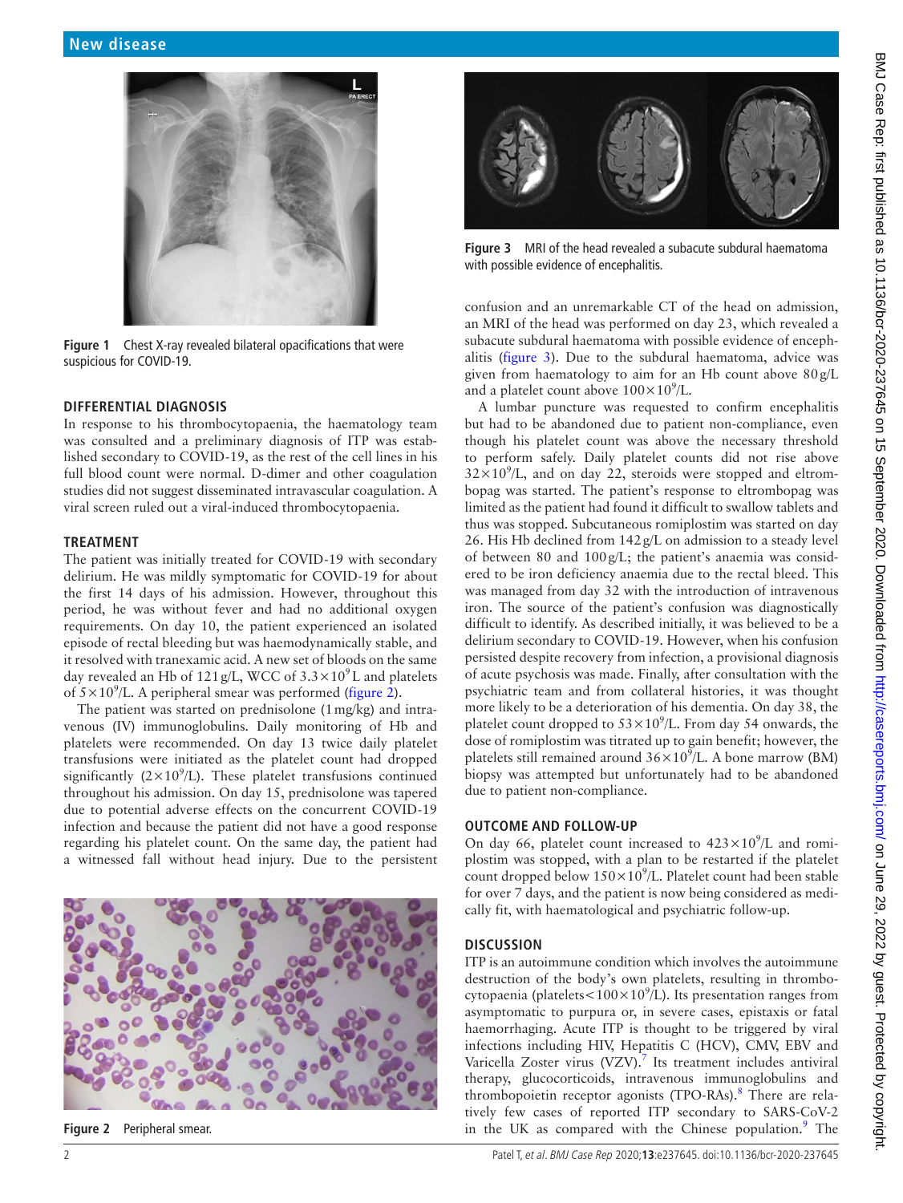Figure 1 Chest X-ray revealed bilateral opacifications that were suspicious for COVID-19.

## DIFFERENTIAL DIAGNOSIS

In response to his thrombocytopaenia, the haematology team was consulted and a preliminary diagnosis of ITP was established secondary to COVID-19, as the rest of the cell lines in his full blood count were normal. D-dimer and other coagulation studies did not suggest disseminated intravascular coagulation. A viral screen ruled out a viral-induced thrombocytopaenia.

## TREATMENT

The patient was initially treated for COVID-19 with secondary delirium. He was mildly symptomatic for COVID-19 for about the first 14 days of his admission. However, throughout this period, he was without fever and had no additional oxygen requirements. On day 10, the patient experienced an isolated episode of rectal bleeding but was haemodynamically stable, and it resolved with tranexamic acid. A new set of bloods on the same day revealed an Hb of 121 g/L, WCC of $3.3\times10^9$ L and platelets of $5\times10^9$/L. A peripheral smear was performed (figure 2).

The patient was started on prednisolone (1 mg/kg) and intravenous (IV) immunoglobulins. Daily monitoring of Hb and platelets were recommended. On day 13 twice daily platelet transfusions were initiated as the platelet count had dropped significantly ($2\times10^9$/L). These platelet transfusions continued throughout his admission. On day 15, prednisolone was tapered due to potential adverse effects on the concurrent COVID-19 infection and because the patient did not have a good response regarding his platelet count. On the same day, the patient had a witnessed fall without head injury. Due to the persistent confusion and an unremarkable CT of the head on admission, an MRI of the head was performed on day 23, which revealed a subacute subdural haematoma with possible evidence of encephalitis (figure 3). Due to the subdural haematoma, advice was given from haematology to aim for an Hb count above 80 g/L and a platelet count above $100\times10^9$/L.

Figure 2 Peripheral smear.

Figure 3 MRI of the head revealed a subacute subdural haematoma with possible evidence of encephalitis.

A lumbar puncture was requested to confirm encephalitis but had to be abandoned due to patient non-compliance, even though his platelet count was above the necessary threshold to perform safely. Daily platelet counts did not rise above $32\times10^9$/L, and on day 22, steroids were stopped and eltrombopag was started. The patient's response to eltrombopag was limited as the patient had found it difficult to swallow tablets and thus was stopped. Subcutaneous romiplostim was started on day 26. His Hb declined from 142 g/L on admission to a steady level of between 80 and 100 g/L; the patient's anaemia was considered to be iron deficiency anaemia due to the rectal bleed. This was managed from day 32 with the introduction of intravenous iron. The source of the patient's confusion was diagnostically difficult to identify. As described initially, it was believed to be a delirium secondary to COVID-19. However, when his confusion persisted despite recovery from infection, a provisional diagnosis of acute psychosis was made. Finally, after consultation with the psychiatric team and from collateral histories, it was thought more likely to be a deterioration of his dementia. On day 38, the platelet count dropped to $53\times10^9$/L. From day 54 onwards, the dose of romiplostim was titrated up to gain benefit; however, the platelets still remained around $36\times10^9$/L. A bone marrow (BM) biopsy was attempted but unfortunately had to be abandoned due to patient non-compliance.

## OUTCOME AND FOLLOW-UP

On day 66, platelet count increased to $423\times10^9$/L and romiplostim was stopped, with a plan to be restarted if the platelet count dropped below $150\times10^9$/L. Platelet count had been stable for over 7 days, and the patient is now being considered as medically fit, with haematological and psychiatric follow-up.

## DISCUSSION

ITP is an autoimmune condition which involves the autoimmune destruction of the body's own platelets, resulting in thrombocytopaenia (platelets $<100\times10^9$/L). Its presentation ranges from asymptomatic to purpura or, in severe cases, epistaxis or fatal haemorrhaging. Acute ITP is thought to be triggered by viral infections including HIV, Hepatitis C (HCV), CMV, EBV and Varicella Zoster virus (VZV).[7] Its treatment includes antiviral therapy, glucocorticoids, intravenous immunoglobulins and thrombopoietin receptor agonists (TPO-RAs).[8] There are relatively few cases of reported ITP secondary to SARS-CoV-2 in the UK as compared with the Chinese population.[9] The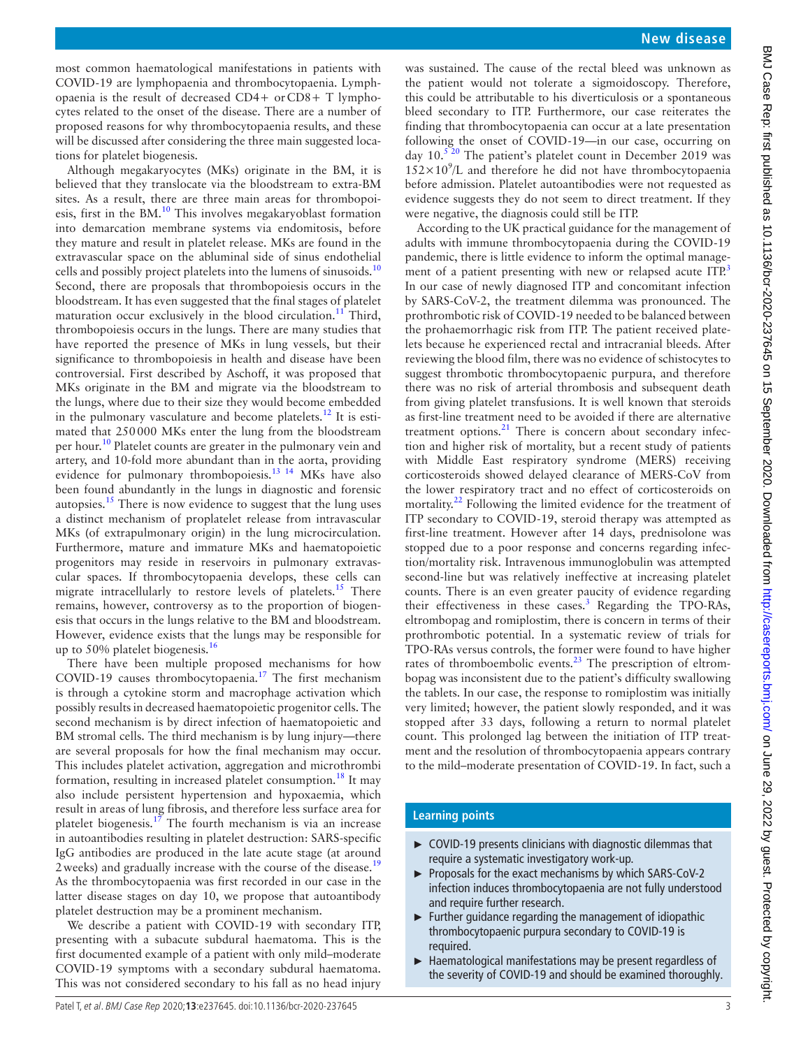most common haematological manifestations in patients with COVID-19 are lymphopaenia and thrombocytopaenia. Lymphopaenia is the result of decreased CD4+ or CD8+ T lymphocytes related to the onset of the disease. There are a number of proposed reasons for why thrombocytopaenia results, and these will be discussed after considering the three main suggested locations for platelet biogenesis.

Although megakaryocytes (MKs) originate in the BM, it is believed that they translocate via the bloodstream to extra-BM sites. As a result, there are three main areas for thrombopoiesis, first in the BM.[10] This involves megakaryoblast formation into demarcation membrane systems via endomitosis, before they mature and result in platelet release. MKs are found in the extravascular space on the abluminal side of sinus endothelial cells and possibly project platelets into the lumens of sinusoids.[10] Second, there are proposals that thrombopoiesis occurs in the bloodstream. It has even suggested that the final stages of platelet maturation occur exclusively in the blood circulation.[11] Third, thrombopoiesis occurs in the lungs. There are many studies that have reported the presence of MKs in lung vessels, but their significance to thrombopoiesis in health and disease have been controversial. First described by Aschoff, it was proposed that MKs originate in the BM and migrate via the bloodstream to the lungs, where due to their size they would become embedded in the pulmonary vasculature and become platelets.[12] It is estimated that 250 000 MKs enter the lung from the bloodstream per hour.[10] Platelet counts are greater in the pulmonary vein and artery, and 10-fold more abundant than in the aorta, providing evidence for pulmonary thrombopoiesis.[13 14] MKs have also been found abundantly in the lungs in diagnostic and forensic autopsies.[15] There is now evidence to suggest that the lung uses a distinct mechanism of proplatelet release from intravascular MKs (of extrapulmonary origin) in the lung microcirculation. Furthermore, mature and immature MKs and haematopoietic progenitors may reside in reservoirs in pulmonary extravascular spaces. If thrombocytopaenia develops, these cells can migrate intracellularly to restore levels of platelets.[15] There remains, however, controversy as to the proportion of biogenesis that occurs in the lungs relative to the BM and bloodstream. However, evidence exists that the lungs may be responsible for up to 50% platelet biogenesis.[16]

There have been multiple proposed mechanisms for how COVID-19 causes thrombocytopaenia.[17] The first mechanism is through a cytokine storm and macrophage activation which possibly results in decreased haematopoietic progenitor cells. The second mechanism is by direct infection of haematopoietic and BM stromal cells. The third mechanism is by lung injury—there are several proposals for how the final mechanism may occur. This includes platelet activation, aggregation and microthrombi formation, resulting in increased platelet consumption.[18] It may also include persistent hypertension and hypoxaemia, which result in areas of lung fibrosis, and therefore less surface area for platelet biogenesis.[17] The fourth mechanism is via an increase in autoantibodies resulting in platelet destruction: SARS-specific IgG antibodies are produced in the late acute stage (at around 2 weeks) and gradually increase with the course of the disease.[19] As the thrombocytopaenia was first recorded in our case in the latter disease stages on day 10, we propose that autoantibody platelet destruction may be a prominent mechanism.

We describe a patient with COVID-19 with secondary ITP, presenting with a subacute subdural haematoma. This is the first documented example of a patient with only mild–moderate COVID-19 symptoms with a secondary subdural haematoma. This was not considered secondary to his fall as no head injury was sustained. The cause of the rectal bleed was unknown as the patient would not tolerate a sigmoidoscopy. Therefore, this could be attributable to his diverticulosis or a spontaneous bleed secondary to ITP. Furthermore, our case reiterates the finding that thrombocytopaenia can occur at a late presentation following the onset of COVID-19—in our case, occurring on day 10.[5 20] The patient's platelet count in December 2019 was $152\times10^9$/L and therefore he did not have thrombocytopaenia before admission. Platelet autoantibodies were not requested as evidence suggests they do not seem to direct treatment. If they were negative, the diagnosis could still be ITP.

According to the UK practical guidance for the management of adults with immune thrombocytopaenia during the COVID-19 pandemic, there is little evidence to inform the optimal management of a patient presenting with new or relapsed acute ITP.[3] In our case of newly diagnosed ITP and concomitant infection by SARS-CoV-2, the treatment dilemma was pronounced. The prothrombotic risk of COVID-19 needed to be balanced between the prohaemorrhagic risk from ITP. The patient received platelets because he experienced rectal and intracranial bleeds. After reviewing the blood film, there was no evidence of schistocytes to suggest thrombotic thrombocytopaenic purpura, and therefore there was no risk of arterial thrombosis and subsequent death from giving platelet transfusions. It is well known that steroids as first-line treatment need to be avoided if there are alternative treatment options.[21] There is concern about secondary infection and higher risk of mortality, but a recent study of patients with Middle East respiratory syndrome (MERS) receiving corticosteroids showed delayed clearance of MERS-CoV from the lower respiratory tract and no effect of corticosteroids on mortality.[22] Following the limited evidence for the treatment of ITP secondary to COVID-19, steroid therapy was attempted as first-line treatment. However after 14 days, prednisolone was stopped due to a poor response and concerns regarding infection/mortality risk. Intravenous immunoglobulin was attempted second-line but was relatively ineffective at increasing platelet counts. There is an even greater paucity of evidence regarding their effectiveness in these cases.[3] Regarding the TPO-RAs, eltrombopag and romiplostim, there is concern in terms of their prothrombotic potential. In a systematic review of trials for TPO-RAs versus controls, the former were found to have higher rates of thromboembolic events.[23] The prescription of eltrombopag was inconsistent due to the patient's difficulty swallowing the tablets. In our case, the response to romiplostim was initially very limited; however, the patient slowly responded, and it was stopped after 33 days, following a return to normal platelet count. This prolonged lag between the initiation of ITP treatment and the resolution of thrombocytopaenia appears contrary to the mild–moderate presentation of COVID-19. In fact, such a

## Learning points

- COVID-19 presents clinicians with diagnostic dilemmas that require a systematic investigatory work-up.
- Proposals for the exact mechanisms by which SARS-CoV-2 infection induces thrombocytopaenia are not fully understood and require further research.
- Further guidance regarding the management of idiopathic thrombocytopaenic purpura secondary to COVID-19 is required.
- Haematological manifestations may be present regardless of the severity of COVID-19 and should be examined thoroughly.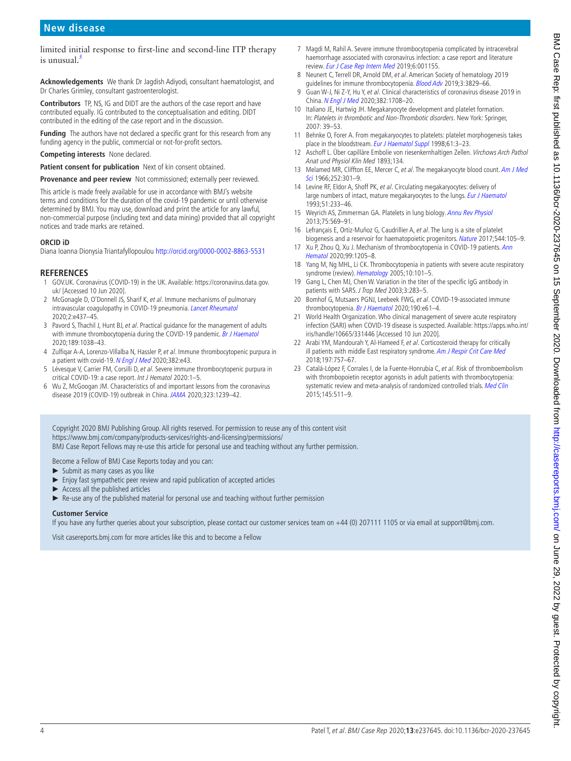limited initial response to first-line and second-line ITP therapy is unusual.[5]

**Acknowledgements** We thank Dr Jagdish Adiyodi, consultant haematologist, and Dr Charles Grimley, consultant gastroenterologist.

**Contributors** TP, NS, IG and DIDT are the authors of the case report and have contributed equally. IG contributed to the conceptualisation and editing. DIDT contributed in the editing of the case report and in the discussion.

**Funding** The authors have not declared a specific grant for this research from any funding agency in the public, commercial or not-for-profit sectors.

**Competing interests** None declared.

**Patient consent for publication** Next of kin consent obtained.

**Provenance and peer review** Not commissioned; externally peer reviewed.

This article is made freely available for use in accordance with BMJ's website terms and conditions for the duration of the covid-19 pandemic or until otherwise determined by BMJ. You may use, download and print the article for any lawful, non-commercial purpose (including text and data mining) provided that all copyright notices and trade marks are retained.

**ORCID iD**

Diana Ioanna Dionysia Triantafyllopoulou http://orcid.org/0000-0002-8863-5531

## REFERENCES

1. GOV.UK. Coronavirus (COVID-19) in the UK. Available: https://coronavirus.data.gov.uk/ [Accessed 10 Jun 2020].
2. McGonagle D, O'Donnell JS, Sharif K, *et al*. Immune mechanisms of pulmonary intravascular coagulopathy in COVID-19 pneumonia. *Lancet Rheumatol* 2020;2:e437–45.
3. Pavord S, Thachil J, Hunt BJ, *et al*. Practical guidance for the management of adults with immune thrombocytopenia during the COVID-19 pandemic. *Br J Haematol* 2020;189:1038–43.
4. Zulfiqar A-A, Lorenzo-Villalba N, Hassler P, *et al*. Immune thrombocytopenic purpura in a patient with covid-19. *N Engl J Med* 2020;382:e43.
5. Lévesque V, Carrier FM, Corsilli D, *et al*. Severe immune thrombocytopenic purpura in critical COVID-19: a case report. *Int J Hematol* 2020:1–5.
6. Wu Z, McGoogan JM. Characteristics of and important lessons from the coronavirus disease 2019 (COVID-19) outbreak in China. *JAMA* 2020;323:1239–42.
7. Magdi M, Rahil A. Severe immune thrombocytopenia complicated by intracerebral haemorrhage associated with coronavirus infection: a case report and literature review. *Eur J Case Rep Intern Med* 2019;6:001155.
8. Neunert C, Terrell DR, Arnold DM, *et al*. American Society of hematology 2019 guidelines for immune thrombocytopenia. *Blood Adv* 2019;3:3829–66.
9. Guan W-J, Ni Z-Y, Hu Y, *et al*. Clinical characteristics of coronavirus disease 2019 in China. *N Engl J Med* 2020;382:1708–20.
10. Italiano JE, Hartwig JH. Megakaryocyte development and platelet formation. In: *Platelets in thrombotic and Non-Thrombotic disorders*. New York: Springer, 2007: 39–53.
11. Behnke O, Forer A. From megakaryocytes to platelets: platelet morphogenesis takes place in the bloodstream. *Eur J Haematol Suppl* 1998;61:3–23.
12. Aschoff L. Über capilläre Embolie von riesenkernhaltigen Zellen. *Virchows Arch Pathol Anat und Physiol Klin Med* 1893;134.
13. Melamed MR, Cliffton EE, Mercer C, *et al*. The megakaryocyte blood count. *Am J Med Sci* 1966;252:301–9.
14. Levine RF, Eldor A, Shoff PK, *et al*. Circulating megakaryocytes: delivery of large numbers of intact, mature megakaryocytes to the lungs. *Eur J Haematol* 1993;51:233–46.
15. Weyrich AS, Zimmerman GA. Platelets in lung biology. *Annu Rev Physiol* 2013;75:569–91.
16. Lefrançais E, Ortiz-Muñoz G, Caudrillier A, *et al*. The lung is a site of platelet biogenesis and a reservoir for haematopoietic progenitors. *Nature* 2017;544:105–9.
17. Xu P, Zhou Q, Xu J. Mechanism of thrombocytopenia in COVID-19 patients. *Ann Hematol* 2020;99:1205–8.
18. Yang M, Ng MHL, Li CK. Thrombocytopenia in patients with severe acute respiratory syndrome (review). *Hematology* 2005;10:101–5.
19. Gang L, Chen MJ, Chen W. Variation in the titer of the specific IgG antibody in patients with SARS. *J Trop Med* 2003;3:283–5.
20. Bomhof G, Mutsaers PGNJ, Leebeek FWG, *et al*. COVID-19-associated immune thrombocytopenia. *Br J Haematol* 2020;190:e61–4.
21. World Health Organization. Who clinical management of severe acute respiratory infection (SARI) when COVID-19 disease is suspected. Available: https://apps.who.int/iris/handle/10665/331446 [Accessed 10 Jun 2020].
22. Arabi YM, Mandourah Y, Al-Hameed F, *et al*. Corticosteroid therapy for critically ill patients with middle East respiratory syndrome. *Am J Respir Crit Care Med* 2018;197:757–67.
23. Catalá-López F, Corrales I, de la Fuente-Honrubia C, *et al*. Risk of thromboembolism with thrombopoietin receptor agonists in adult patients with thrombocytopenia: systematic review and meta-analysis of randomized controlled trials. *Med Clin* 2015;145:511–9.

Copyright 2020 BMJ Publishing Group. All rights reserved. For permission to reuse any of this content visit https://www.bmj.com/company/products-services/rights-and-licensing/permissions/
BMJ Case Report Fellows may re-use this article for personal use and teaching without any further permission.

Become a Fellow of BMJ Case Reports today and you can:

- Submit as many cases as you like
- Enjoy fast sympathetic peer review and rapid publication of accepted articles
- Access all the published articles
- Re-use any of the published material for personal use and teaching without further permission

**Customer Service**

If you have any further queries about your subscription, please contact our customer services team on +44 (0) 207111 1105 or via email at support@bmj.com.

Visit casereports.bmj.com for more articles like this and to become a Fellow